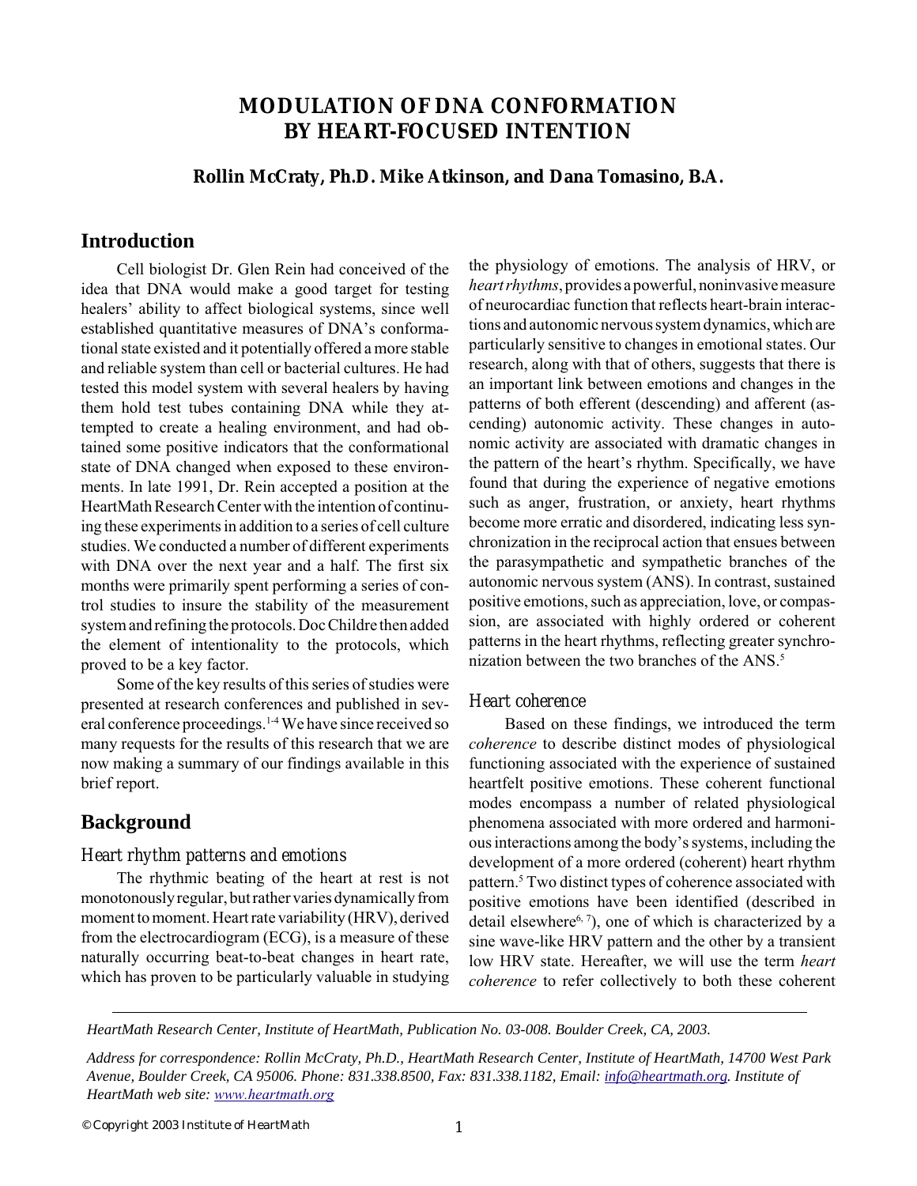# MODULATION OF DNA CONFORMATION BY HEART-FOCUSED INTENTION

**Rollin McCraty, Ph.D. Mike Atkinson, and Dana Tomasino, B.A.**

## Introduction

Cell biologist Dr. Glen Rein had conceived of the idea that DNA would make a good target for testing healers' ability to affect biological systems, since well established quantitative measures of DNA's conformational state existed and it potentially offered a more stable and reliable system than cell or bacterial cultures. He had tested this model system with several healers by having them hold test tubes containing DNA while they attempted to create a healing environment, and had obtained some positive indicators that the conformational state of DNA changed when exposed to these environments. In late 1991, Dr. Rein accepted a position at the HeartMath Research Center with the intention of continuing these experiments in addition to a series of cell culture studies. We conducted a number of different experiments with DNA over the next year and a half. The first six months were primarily spent performing a series of control studies to insure the stability of the measurement system and refining the protocols. Doc Childre then added the element of intentionality to the protocols, which proved to be a key factor.

Some of the key results of this series of studies were presented at research conferences and published in several conference proceedings.[1-4] We have since received so many requests for the results of this research that we are now making a summary of our findings available in this brief report.

## Background

### Heart rhythm patterns and emotions

The rhythmic beating of the heart at rest is not monotonously regular, but rather varies dynamically from moment to moment. Heart rate variability (HRV), derived from the electrocardiogram (ECG), is a measure of these naturally occurring beat-to-beat changes in heart rate, which has proven to be particularly valuable in studying the physiology of emotions. The analysis of HRV, or *heart rhythms*, provides a powerful, noninvasive measure of neurocardiac function that reflects heart-brain interactions and autonomic nervous system dynamics, which are particularly sensitive to changes in emotional states. Our research, along with that of others, suggests that there is an important link between emotions and changes in the patterns of both efferent (descending) and afferent (ascending) autonomic activity. These changes in autonomic activity are associated with dramatic changes in the pattern of the heart's rhythm. Specifically, we have found that during the experience of negative emotions such as anger, frustration, or anxiety, heart rhythms become more erratic and disordered, indicating less synchronization in the reciprocal action that ensues between the parasympathetic and sympathetic branches of the autonomic nervous system (ANS). In contrast, sustained positive emotions, such as appreciation, love, or compassion, are associated with highly ordered or coherent patterns in the heart rhythms, reflecting greater synchronization between the two branches of the ANS.[5]

### Heart coherence

Based on these findings, we introduced the term *coherence* to describe distinct modes of physiological functioning associated with the experience of sustained heartfelt positive emotions. These coherent functional modes encompass a number of related physiological phenomena associated with more ordered and harmonious interactions among the body's systems, including the development of a more ordered (coherent) heart rhythm pattern.[5] Two distinct types of coherence associated with positive emotions have been identified (described in detail elsewhere[6, 7]), one of which is characterized by a sine wave-like HRV pattern and the other by a transient low HRV state. Hereafter, we will use the term *heart coherence* to refer collectively to both these coherent

---

*HeartMath Research Center, Institute of HeartMath, Publication No. 03-008. Boulder Creek, CA, 2003.*

*Address for correspondence: Rollin McCraty, Ph.D., HeartMath Research Center, Institute of HeartMath, 14700 West Park Avenue, Boulder Creek, CA 95006. Phone: 831.338.8500, Fax: 831.338.1182, Email: info@heartmath.org. Institute of HeartMath web site: www.heartmath.org*

© Copyright 2003 Institute of HeartMath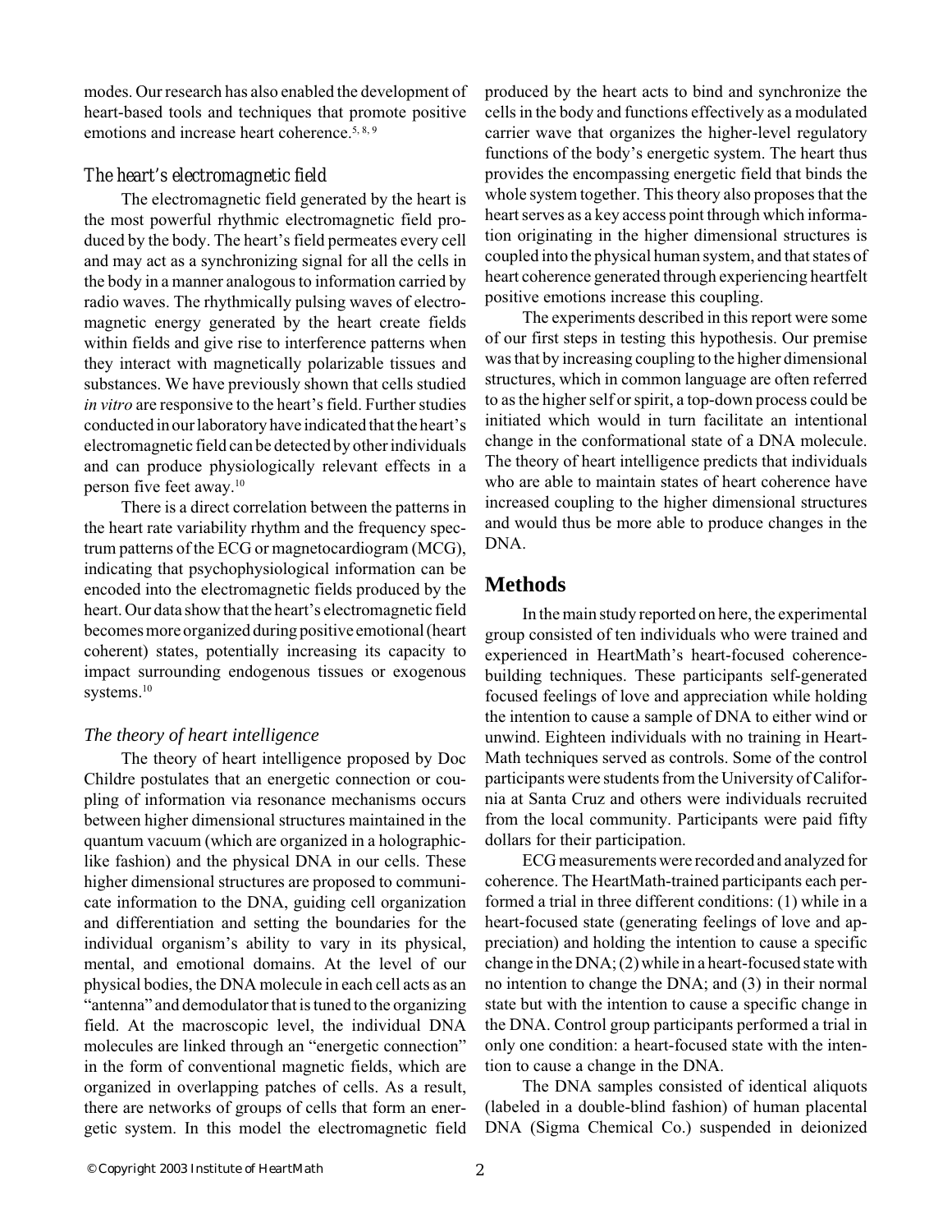modes. Our research has also enabled the development of heart-based tools and techniques that promote positive emotions and increase heart coherence.[5, 8, 9]

### The heart's electromagnetic field

The electromagnetic field generated by the heart is the most powerful rhythmic electromagnetic field produced by the body. The heart's field permeates every cell and may act as a synchronizing signal for all the cells in the body in a manner analogous to information carried by radio waves. The rhythmically pulsing waves of electromagnetic energy generated by the heart create fields within fields and give rise to interference patterns when they interact with magnetically polarizable tissues and substances. We have previously shown that cells studied *in vitro* are responsive to the heart's field. Further studies conducted in our laboratory have indicated that the heart's electromagnetic field can be detected by other individuals and can produce physiologically relevant effects in a person five feet away.[10]

There is a direct correlation between the patterns in the heart rate variability rhythm and the frequency spectrum patterns of the ECG or magnetocardiogram (MCG), indicating that psychophysiological information can be encoded into the electromagnetic fields produced by the heart. Our data show that the heart's electromagnetic field becomes more organized during positive emotional (heart coherent) states, potentially increasing its capacity to impact surrounding endogenous tissues or exogenous systems.[10]

### *The theory of heart intelligence*

The theory of heart intelligence proposed by Doc Childre postulates that an energetic connection or coupling of information via resonance mechanisms occurs between higher dimensional structures maintained in the quantum vacuum (which are organized in a holographic-like fashion) and the physical DNA in our cells. These higher dimensional structures are proposed to communicate information to the DNA, guiding cell organization and differentiation and setting the boundaries for the individual organism's ability to vary in its physical, mental, and emotional domains. At the level of our physical bodies, the DNA molecule in each cell acts as an "antenna" and demodulator that is tuned to the organizing field. At the macroscopic level, the individual DNA molecules are linked through an "energetic connection" in the form of conventional magnetic fields, which are organized in overlapping patches of cells. As a result, there are networks of groups of cells that form an energetic system. In this model the electromagnetic field produced by the heart acts to bind and synchronize the cells in the body and functions effectively as a modulated carrier wave that organizes the higher-level regulatory functions of the body's energetic system. The heart thus provides the encompassing energetic field that binds the whole system together. This theory also proposes that the heart serves as a key access point through which information originating in the higher dimensional structures is coupled into the physical human system, and that states of heart coherence generated through experiencing heartfelt positive emotions increase this coupling.

The experiments described in this report were some of our first steps in testing this hypothesis. Our premise was that by increasing coupling to the higher dimensional structures, which in common language are often referred to as the higher self or spirit, a top-down process could be initiated which would in turn facilitate an intentional change in the conformational state of a DNA molecule. The theory of heart intelligence predicts that individuals who are able to maintain states of heart coherence have increased coupling to the higher dimensional structures and would thus be more able to produce changes in the DNA.

## Methods

In the main study reported on here, the experimental group consisted of ten individuals who were trained and experienced in HeartMath's heart-focused coherence-building techniques. These participants self-generated focused feelings of love and appreciation while holding the intention to cause a sample of DNA to either wind or unwind. Eighteen individuals with no training in HeartMath techniques served as controls. Some of the control participants were students from the University of California at Santa Cruz and others were individuals recruited from the local community. Participants were paid fifty dollars for their participation.

ECG measurements were recorded and analyzed for coherence. The HeartMath-trained participants each performed a trial in three different conditions: (1) while in a heart-focused state (generating feelings of love and appreciation) and holding the intention to cause a specific change in the DNA; (2) while in a heart-focused state with no intention to change the DNA; and (3) in their normal state but with the intention to cause a specific change in the DNA. Control group participants performed a trial in only one condition: a heart-focused state with the intention to cause a change in the DNA.

The DNA samples consisted of identical aliquots (labeled in a double-blind fashion) of human placental DNA (Sigma Chemical Co.) suspended in deionized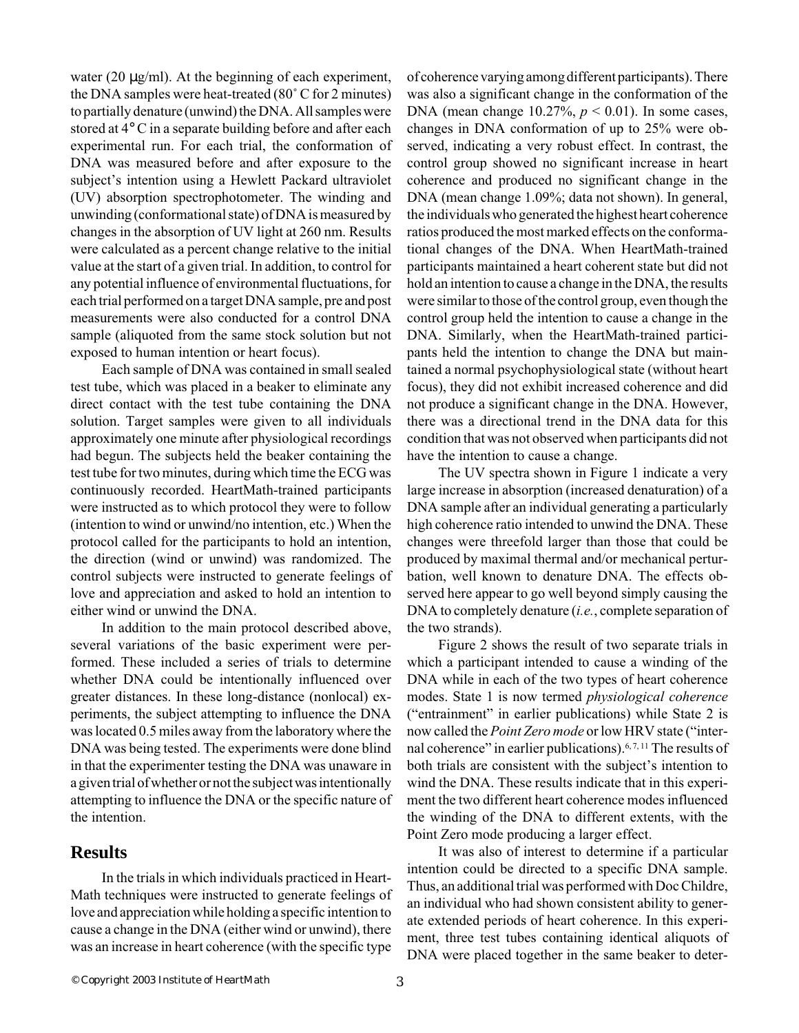water (20 μg/ml). At the beginning of each experiment, the DNA samples were heat-treated (80˚ C for 2 minutes) to partially denature (unwind) the DNA. All samples were stored at 4° C in a separate building before and after each experimental run. For each trial, the conformation of DNA was measured before and after exposure to the subject's intention using a Hewlett Packard ultraviolet (UV) absorption spectrophotometer. The winding and unwinding (conformational state) of DNA is measured by changes in the absorption of UV light at 260 nm. Results were calculated as a percent change relative to the initial value at the start of a given trial. In addition, to control for any potential influence of environmental fluctuations, for each trial performed on a target DNA sample, pre and post measurements were also conducted for a control DNA sample (aliquoted from the same stock solution but not exposed to human intention or heart focus).

Each sample of DNA was contained in small sealed test tube, which was placed in a beaker to eliminate any direct contact with the test tube containing the DNA solution. Target samples were given to all individuals approximately one minute after physiological recordings had begun. The subjects held the beaker containing the test tube for two minutes, during which time the ECG was continuously recorded. HeartMath-trained participants were instructed as to which protocol they were to follow (intention to wind or unwind/no intention, etc.) When the protocol called for the participants to hold an intention, the direction (wind or unwind) was randomized. The control subjects were instructed to generate feelings of love and appreciation and asked to hold an intention to either wind or unwind the DNA.

In addition to the main protocol described above, several variations of the basic experiment were performed. These included a series of trials to determine whether DNA could be intentionally influenced over greater distances. In these long-distance (nonlocal) experiments, the subject attempting to influence the DNA was located 0.5 miles away from the laboratory where the DNA was being tested. The experiments were done blind in that the experimenter testing the DNA was unaware in a given trial of whether or not the subject was intentionally attempting to influence the DNA or the specific nature of the intention.

## Results

In the trials in which individuals practiced in HeartMath techniques were instructed to generate feelings of love and appreciation while holding a specific intention to cause a change in the DNA (either wind or unwind), there was an increase in heart coherence (with the specific type of coherence varying among different participants). There was also a significant change in the conformation of the DNA (mean change 10.27%, $p < 0.01$). In some cases, changes in DNA conformation of up to 25% were observed, indicating a very robust effect. In contrast, the control group showed no significant increase in heart coherence and produced no significant change in the DNA (mean change 1.09%; data not shown). In general, the individuals who generated the highest heart coherence ratios produced the most marked effects on the conformational changes of the DNA. When HeartMath-trained participants maintained a heart coherent state but did not hold an intention to cause a change in the DNA, the results were similar to those of the control group, even though the control group held the intention to cause a change in the DNA. Similarly, when the HeartMath-trained participants held the intention to change the DNA but maintained a normal psychophysiological state (without heart focus), they did not exhibit increased coherence and did not produce a significant change in the DNA. However, there was a directional trend in the DNA data for this condition that was not observed when participants did not have the intention to cause a change.

The UV spectra shown in Figure 1 indicate a very large increase in absorption (increased denaturation) of a DNA sample after an individual generating a particularly high coherence ratio intended to unwind the DNA. These changes were threefold larger than those that could be produced by maximal thermal and/or mechanical perturbation, well known to denature DNA. The effects observed here appear to go well beyond simply causing the DNA to completely denature (*i.e.*, complete separation of the two strands).

Figure 2 shows the result of two separate trials in which a participant intended to cause a winding of the DNA while in each of the two types of heart coherence modes. State 1 is now termed *physiological coherence* ("entrainment" in earlier publications) while State 2 is now called the *Point Zero mode* or low HRV state ("internal coherence" in earlier publications).[6, 7, 11] The results of both trials are consistent with the subject's intention to wind the DNA. These results indicate that in this experiment the two different heart coherence modes influenced the winding of the DNA to different extents, with the Point Zero mode producing a larger effect.

It was also of interest to determine if a particular intention could be directed to a specific DNA sample. Thus, an additional trial was performed with Doc Childre, an individual who had shown consistent ability to generate extended periods of heart coherence. In this experiment, three test tubes containing identical aliquots of DNA were placed together in the same beaker to deter-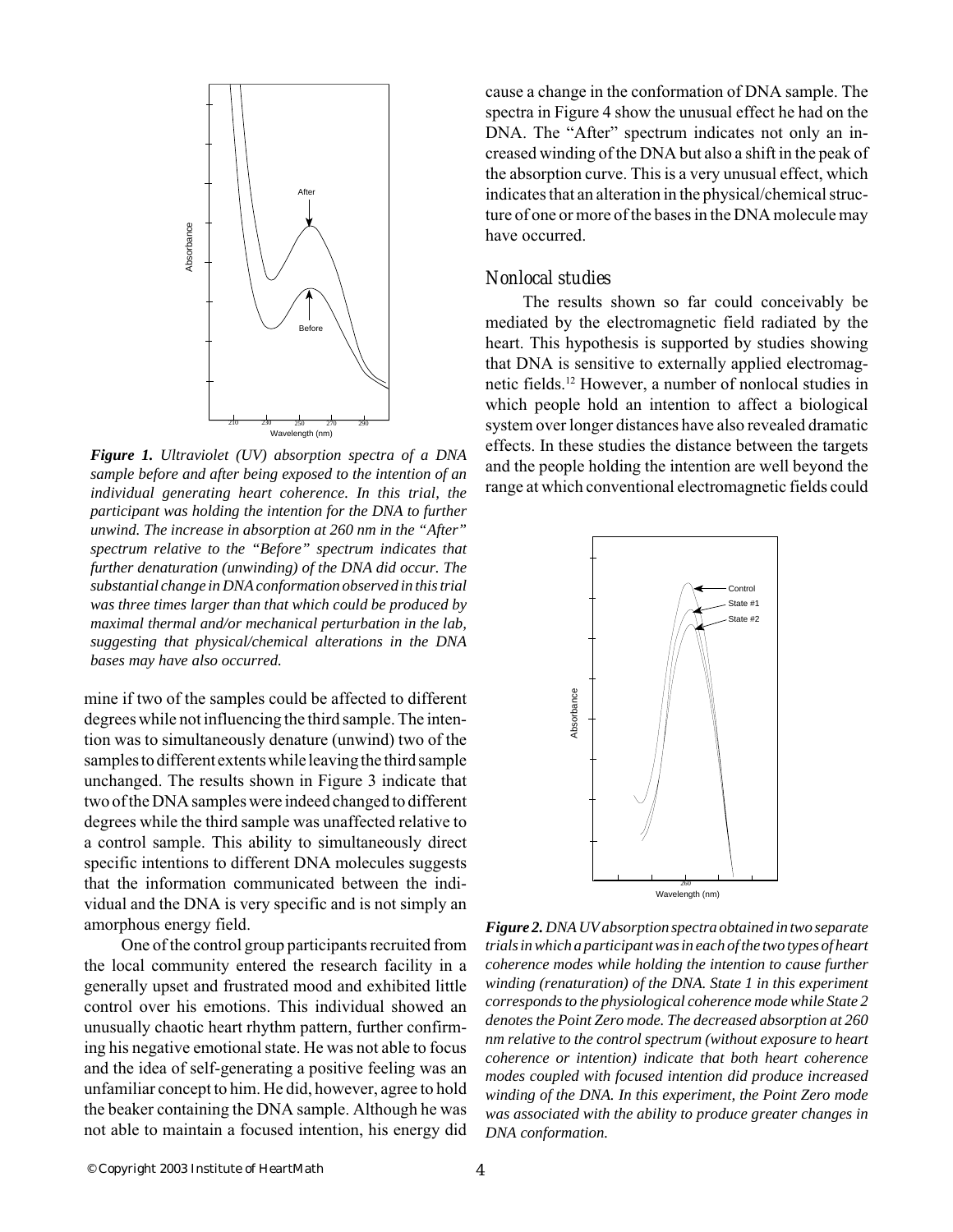*Figure 1. Ultraviolet (UV) absorption spectra of a DNA sample before and after being exposed to the intention of an individual generating heart coherence. In this trial, the participant was holding the intention for the DNA to further unwind. The increase in absorption at 260 nm in the "After" spectrum relative to the "Before" spectrum indicates that further denaturation (unwinding) of the DNA did occur. The substantial change in DNA conformation observed in this trial was three times larger than that which could be produced by maximal thermal and/or mechanical perturbation in the lab, suggesting that physical/chemical alterations in the DNA bases may have also occurred.*

mine if two of the samples could be affected to different degrees while not influencing the third sample. The intention was to simultaneously denature (unwind) two of the samples to different extents while leaving the third sample unchanged. The results shown in Figure 3 indicate that two of the DNA samples were indeed changed to different degrees while the third sample was unaffected relative to a control sample. This ability to simultaneously direct specific intentions to different DNA molecules suggests that the information communicated between the individual and the DNA is very specific and is not simply an amorphous energy field.

One of the control group participants recruited from the local community entered the research facility in a generally upset and frustrated mood and exhibited little control over his emotions. This individual showed an unusually chaotic heart rhythm pattern, further confirming his negative emotional state. He was not able to focus and the idea of self-generating a positive feeling was an unfamiliar concept to him. He did, however, agree to hold the beaker containing the DNA sample. Although he was not able to maintain a focused intention, his energy did cause a change in the conformation of DNA sample. The spectra in Figure 4 show the unusual effect he had on the DNA. The "After" spectrum indicates not only an increased winding of the DNA but also a shift in the peak of the absorption curve. This is a very unusual effect, which indicates that an alteration in the physical/chemical structure of one or more of the bases in the DNA molecule may have occurred.

## Nonlocal studies

The results shown so far could conceivably be mediated by the electromagnetic field radiated by the heart. This hypothesis is supported by studies showing that DNA is sensitive to externally applied electromagnetic fields.[12] However, a number of nonlocal studies in which people hold an intention to affect a biological system over longer distances have also revealed dramatic effects. In these studies the distance between the targets and the people holding the intention are well beyond the range at which conventional electromagnetic fields could

*Figure 2. DNA UV absorption spectra obtained in two separate trials in which a participant was in each of the two types of heart coherence modes while holding the intention to cause further winding (renaturation) of the DNA. State 1 in this experiment corresponds to the physiological coherence mode while State 2 denotes the Point Zero mode. The decreased absorption at 260 nm relative to the control spectrum (without exposure to heart coherence or intention) indicate that both heart coherence modes coupled with focused intention did produce increased winding of the DNA. In this experiment, the Point Zero mode was associated with the ability to produce greater changes in DNA conformation.*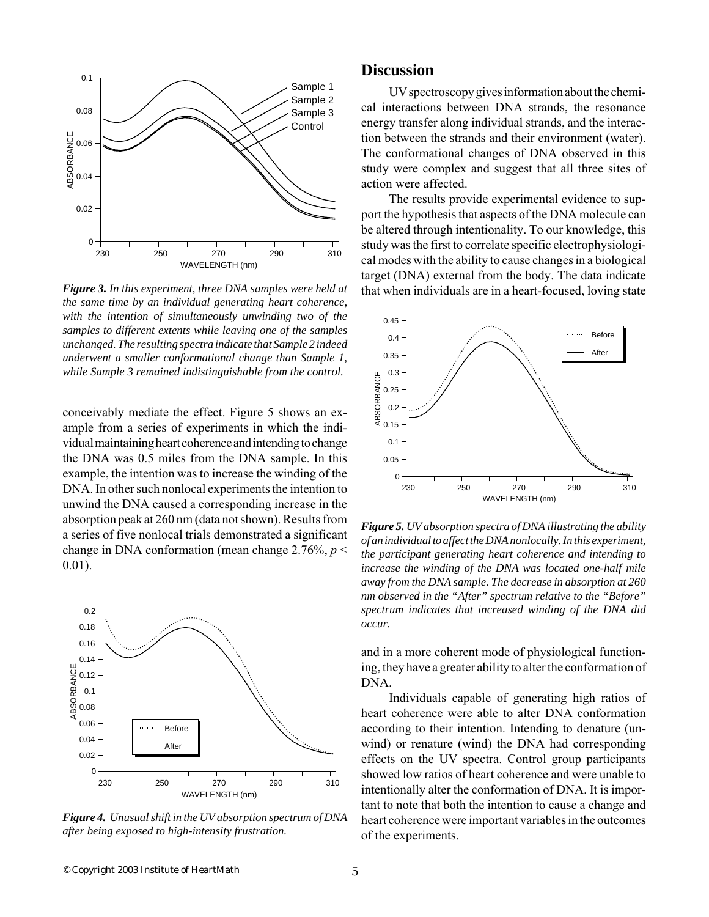*Figure 3. In this experiment, three DNA samples were held at the same time by an individual generating heart coherence, with the intention of simultaneously unwinding two of the samples to different extents while leaving one of the samples unchanged. The resulting spectra indicate that Sample 2 indeed underwent a smaller conformational change than Sample 1, while Sample 3 remained indistinguishable from the control.*

conceivably mediate the effect. Figure 5 shows an example from a series of experiments in which the individual maintaining heart coherence and intending to change the DNA was 0.5 miles from the DNA sample. In this example, the intention was to increase the winding of the DNA. In other such nonlocal experiments the intention to unwind the DNA caused a corresponding increase in the absorption peak at 260 nm (data not shown). Results from a series of five nonlocal trials demonstrated a significant change in DNA conformation (mean change 2.76%, $p < 0.01$).

*Figure 4. Unusual shift in the UV absorption spectrum of DNA after being exposed to high-intensity frustration.*

## Discussion

UV spectroscopy gives information about the chemical interactions between DNA strands, the resonance energy transfer along individual strands, and the interaction between the strands and their environment (water). The conformational changes of DNA observed in this study were complex and suggest that all three sites of action were affected.

The results provide experimental evidence to support the hypothesis that aspects of the DNA molecule can be altered through intentionality. To our knowledge, this study was the first to correlate specific electrophysiological modes with the ability to cause changes in a biological target (DNA) external from the body. The data indicate that when individuals are in a heart-focused, loving state and in a more coherent mode of physiological functioning, they have a greater ability to alter the conformation of DNA.

*Figure 5. UV absorption spectra of DNA illustrating the ability of an individual to affect the DNA nonlocally. In this experiment, the participant generating heart coherence and intending to increase the winding of the DNA was located one-half mile away from the DNA sample. The decrease in absorption at 260 nm observed in the "After" spectrum relative to the "Before" spectrum indicates that increased winding of the DNA did occur.*

Individuals capable of generating high ratios of heart coherence were able to alter DNA conformation according to their intention. Intending to denature (unwind) or renature (wind) the DNA had corresponding effects on the UV spectra. Control group participants showed low ratios of heart coherence and were unable to intentionally alter the conformation of DNA. It is important to note that both the intention to cause a change and heart coherence were important variables in the outcomes of the experiments.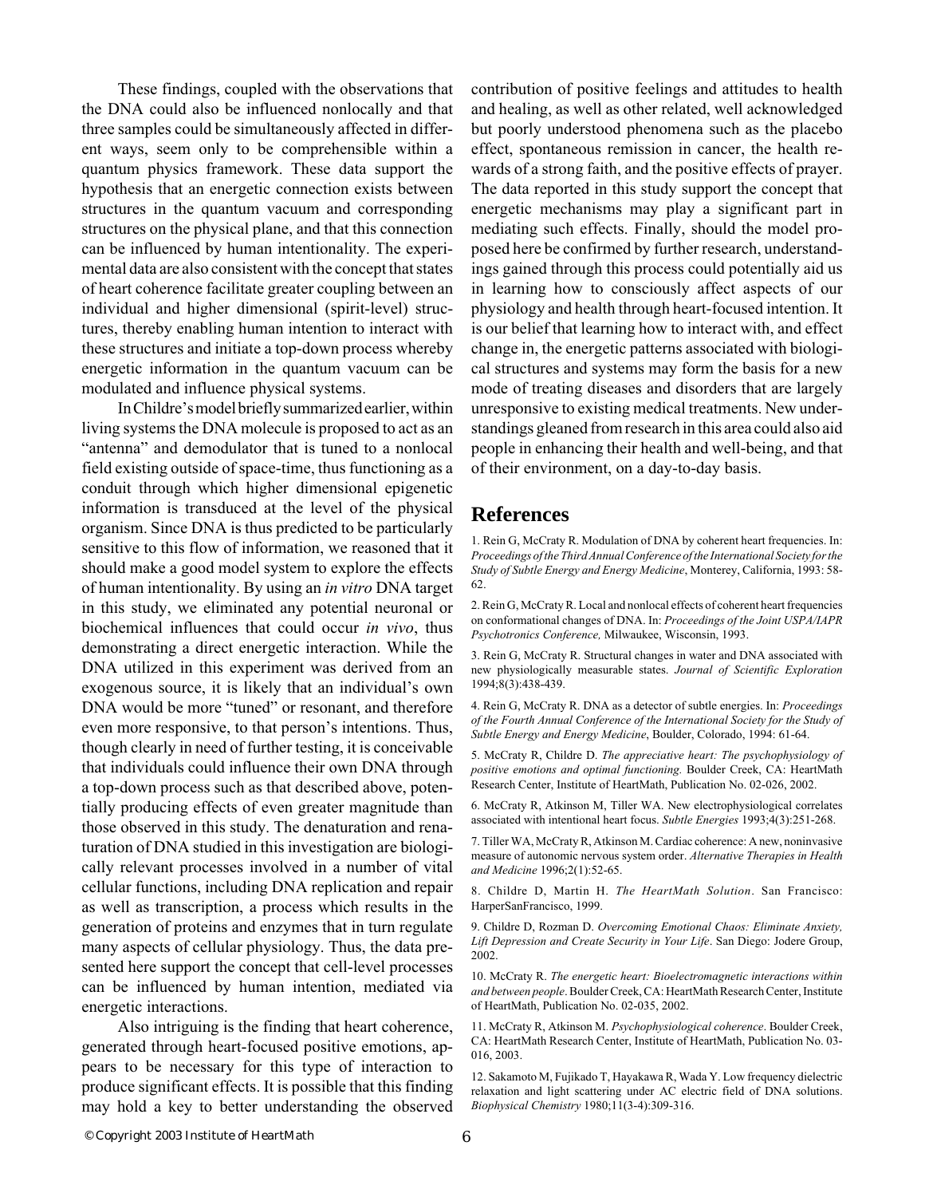These findings, coupled with the observations that the DNA could also be influenced nonlocally and that three samples could be simultaneously affected in different ways, seem only to be comprehensible within a quantum physics framework. These data support the hypothesis that an energetic connection exists between structures in the quantum vacuum and corresponding structures on the physical plane, and that this connection can be influenced by human intentionality. The experimental data are also consistent with the concept that states of heart coherence facilitate greater coupling between an individual and higher dimensional (spirit-level) structures, thereby enabling human intention to interact with these structures and initiate a top-down process whereby energetic information in the quantum vacuum can be modulated and influence physical systems.

In Childre's model briefly summarized earlier, within living systems the DNA molecule is proposed to act as an "antenna" and demodulator that is tuned to a nonlocal field existing outside of space-time, thus functioning as a conduit through which higher dimensional epigenetic information is transduced at the level of the physical organism. Since DNA is thus predicted to be particularly sensitive to this flow of information, we reasoned that it should make a good model system to explore the effects of human intentionality. By using an *in vitro* DNA target in this study, we eliminated any potential neuronal or biochemical influences that could occur *in vivo*, thus demonstrating a direct energetic interaction. While the DNA utilized in this experiment was derived from an exogenous source, it is likely that an individual's own DNA would be more "tuned" or resonant, and therefore even more responsive, to that person's intentions. Thus, though clearly in need of further testing, it is conceivable that individuals could influence their own DNA through a top-down process such as that described above, potentially producing effects of even greater magnitude than those observed in this study. The denaturation and renaturation of DNA studied in this investigation are biologically relevant processes involved in a number of vital cellular functions, including DNA replication and repair as well as transcription, a process which results in the generation of proteins and enzymes that in turn regulate many aspects of cellular physiology. Thus, the data presented here support the concept that cell-level processes can be influenced by human intention, mediated via energetic interactions.

Also intriguing is the finding that heart coherence, generated through heart-focused positive emotions, appears to be necessary for this type of interaction to produce significant effects. It is possible that this finding may hold a key to better understanding the observed contribution of positive feelings and attitudes to health and healing, as well as other related, well acknowledged but poorly understood phenomena such as the placebo effect, spontaneous remission in cancer, the health rewards of a strong faith, and the positive effects of prayer. The data reported in this study support the concept that energetic mechanisms may play a significant part in mediating such effects. Finally, should the model proposed here be confirmed by further research, understandings gained through this process could potentially aid us in learning how to consciously affect aspects of our physiology and health through heart-focused intention. It is our belief that learning how to interact with, and effect change in, the energetic patterns associated with biological structures and systems may form the basis for a new mode of treating diseases and disorders that are largely unresponsive to existing medical treatments. New understandings gleaned from research in this area could also aid people in enhancing their health and well-being, and that of their environment, on a day-to-day basis.

## References

1. Rein G, McCraty R. Modulation of DNA by coherent heart frequencies. In: *Proceedings of the Third Annual Conference of the International Society for the Study of Subtle Energy and Energy Medicine*, Monterey, California, 1993: 58-62.

2. Rein G, McCraty R. Local and nonlocal effects of coherent heart frequencies on conformational changes of DNA. In: *Proceedings of the Joint USPA/IAPR Psychotronics Conference,* Milwaukee, Wisconsin, 1993.

3. Rein G, McCraty R. Structural changes in water and DNA associated with new physiologically measurable states. *Journal of Scientific Exploration* 1994;8(3):438-439.

4. Rein G, McCraty R. DNA as a detector of subtle energies. In: *Proceedings of the Fourth Annual Conference of the International Society for the Study of Subtle Energy and Energy Medicine*, Boulder, Colorado, 1994: 61-64.

5. McCraty R, Childre D. *The appreciative heart: The psychophysiology of positive emotions and optimal functioning.* Boulder Creek, CA: HeartMath Research Center, Institute of HeartMath, Publication No. 02-026, 2002.

6. McCraty R, Atkinson M, Tiller WA. New electrophysiological correlates associated with intentional heart focus. *Subtle Energies* 1993;4(3):251-268.

7. Tiller WA, McCraty R, Atkinson M. Cardiac coherence: A new, noninvasive measure of autonomic nervous system order. *Alternative Therapies in Health and Medicine* 1996;2(1):52-65.

8. Childre D, Martin H. *The HeartMath Solution*. San Francisco: HarperSanFrancisco, 1999.

9. Childre D, Rozman D. *Overcoming Emotional Chaos: Eliminate Anxiety, Lift Depression and Create Security in Your Life*. San Diego: Jodere Group, 2002.

10. McCraty R. *The energetic heart: Bioelectromagnetic interactions within and between people*. Boulder Creek, CA: HeartMath Research Center, Institute of HeartMath, Publication No. 02-035, 2002.

11. McCraty R, Atkinson M. *Psychophysiological coherence*. Boulder Creek, CA: HeartMath Research Center, Institute of HeartMath, Publication No. 03-016, 2003.

12. Sakamoto M, Fujikado T, Hayakawa R, Wada Y. Low frequency dielectric relaxation and light scattering under AC electric field of DNA solutions. *Biophysical Chemistry* 1980;11(3-4):309-316.

© Copyright 2003 Institute of HeartMath